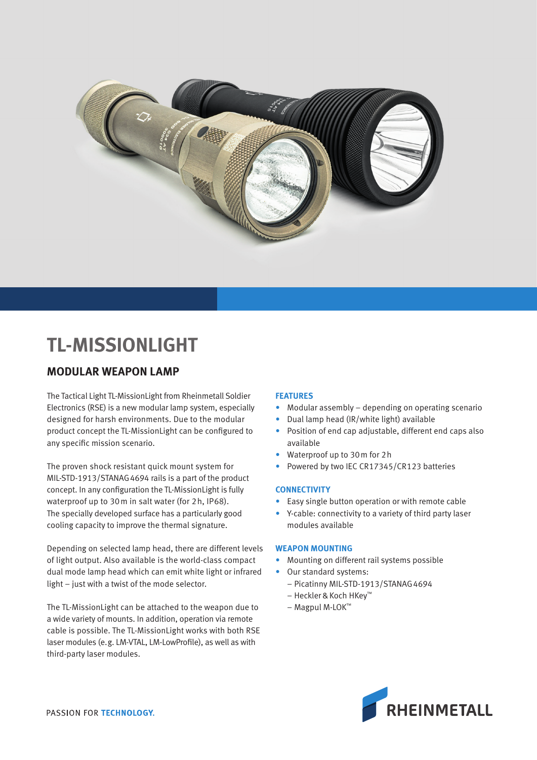# TL-MISSIONLIGHT

## MODULAR WEAPON LAMP

The Tactical Light TL-MissionLight from Rheinmetall Soldier Electronics (RSE) is a new modular lamp system, especially designed for harsh environments. Due to the modular product concept the TL-MissionLight can be configured to any specific mission scenario.

The proven shock resistant quick mount system for MIL-STD-1913/STANAG 4694 rails is a part of the product concept. In any configuration the TL-MissionLight is fully waterproof up to 30 m in salt water (for 2 h, IP68). The specially developed surface has a particularly good cooling capacity to improve the thermal signature.

Depending on selected lamp head, there are different levels of light output. Also available is the world-class compact dual mode lamp head which can emit white light or infrared light – just with a twist of the mode selector.

The TL-MissionLight can be attached to the weapon due to a wide variety of mounts. In addition, operation via remote cable is possible. The TL-MissionLight works with both RSE laser modules (e.g. LM-VTAL, LM-LowProfile), as well as with third-party laser modules.

### FEATURES

- Modular assembly – depending on operating scenario
- Dual lamp head (IR/white light) available
- Position of end cap adjustable, different end caps also available
- Waterproof up to 30 m for 2 h
- Powered by two IEC CR17345/CR123 batteries

### CONNECTIVITY

- Easy single button operation or with remote cable
- Y-cable: connectivity to a variety of third party laser modules available

### WEAPON MOUNTING

- Mounting on different rail systems possible
- Our standard systems:
  - Picatinny MIL-STD-1913/STANAG 4694
  - Heckler & Koch HKey™
  - Magpul M-LOK™

PASSION FOR **TECHNOLOGY.**

RHEINMETALL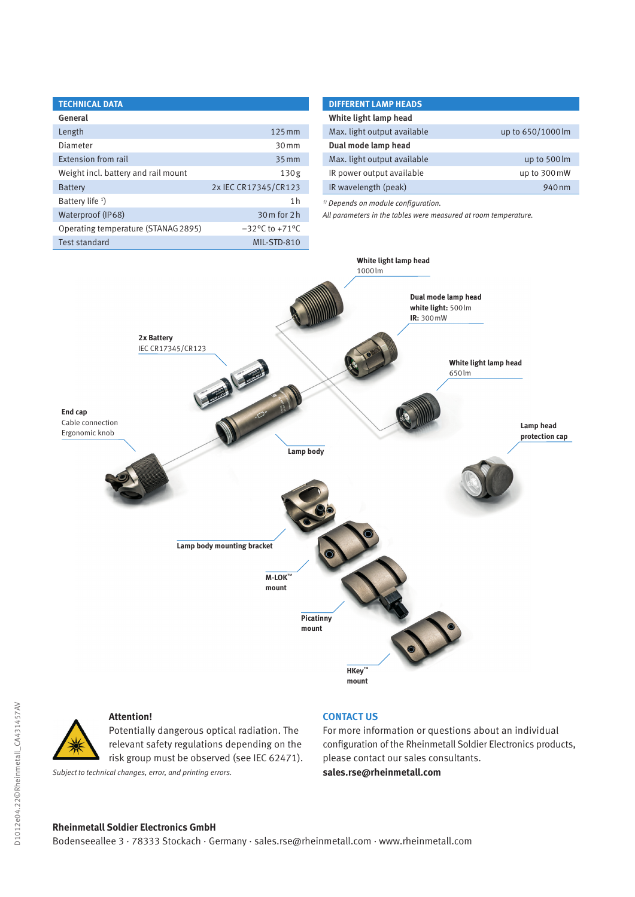## TECHNICAL DATA

| | |
|---|---|
| **General** | |
| Length | 125 mm |
| Diameter | 30 mm |
| Extension from rail | 35 mm |
| Weight incl. battery and rail mount | 130 g |
| Battery | 2x IEC CR17345/CR123 |
| Battery life [1] | 1 h |
| Waterproof (IP68) | 30 m for 2 h |
| Operating temperature (STANAG 2895) | −32 °C to +71 °C |
| Test standard | MIL-STD-810 |

## DIFFERENT LAMP HEADS

| | |
|---|---|
| **White light lamp head** | |
| Max. light output available | up to 650/1000 lm |
| **Dual mode lamp head** | |
| Max. light output available | up to 500 lm |
| IR power output available | up to 300 mW |
| IR wavelength (peak) | 940 nm |

*[1] Depends on module configuration.*

*All parameters in the tables were measured at room temperature.*

**White light lamp head**
1000 lm

**Dual mode lamp head**
**white light:** 500 lm
**IR:** 300 mW

**2x Battery**
IEC CR17345/CR123

**White light lamp head**
650 lm

**End cap**
Cable connection
Ergonomic knob

**Lamp body**

**Lamp head protection cap**

**Lamp body mounting bracket**

**M-LOK™ mount**

**Picatinny mount**

**HKey™ mount**

**Attention!**
Potentially dangerous optical radiation. The relevant safety regulations depending on the risk group must be observed (see IEC 62471).

*Subject to technical changes, error, and printing errors.*

## CONTACT US

For more information or questions about an individual configuration of the Rheinmetall Soldier Electronics products, please contact our sales consultants.

**sales.rse@rheinmetall.com**

**Rheinmetall Soldier Electronics GmbH**
Bodenseeallee 3 · 78333 Stockach · Germany · sales.rse@rheinmetall.com · www.rheinmetall.com

D1012e04.22©Rheinmetall_CA431457AV